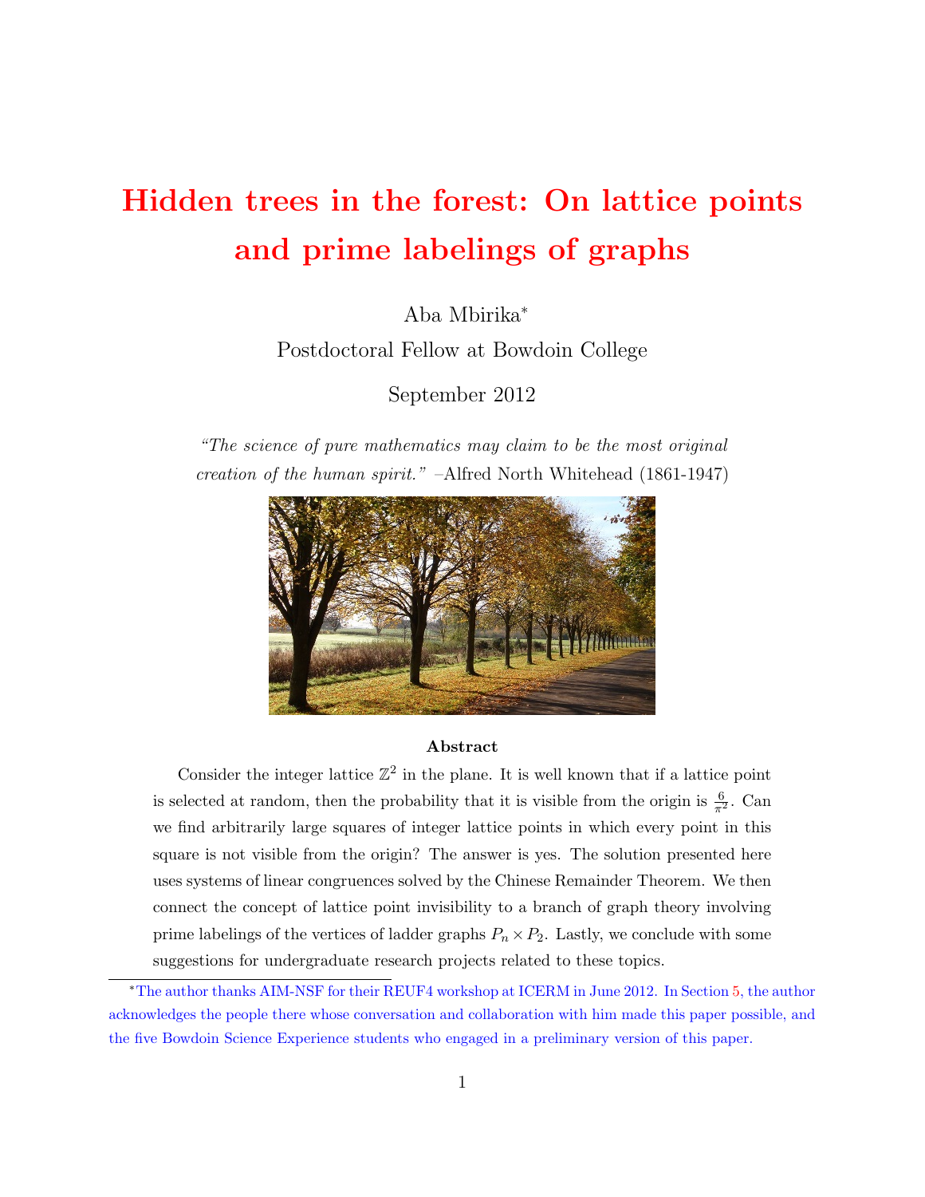# Hidden trees in the forest: On lattice points and prime labelings of graphs

Aba Mbirika[*]

Postdoctoral Fellow at Bowdoin College

September 2012

*"The science of pure mathematics may claim to be the most original creation of the human spirit."* –Alfred North Whitehead (1861-1947)

**Abstract**

Consider the integer lattice $\mathbb{Z}^2$ in the plane. It is well known that if a lattice point is selected at random, then the probability that it is visible from the origin is $\frac{6}{\pi^2}$. Can we find arbitrarily large squares of integer lattice points in which every point in this square is not visible from the origin? The answer is yes. The solution presented here uses systems of linear congruences solved by the Chinese Remainder Theorem. We then connect the concept of lattice point invisibility to a branch of graph theory involving prime labelings of the vertices of ladder graphs $P_n \times P_2$. Lastly, we conclude with some suggestions for undergraduate research projects related to these topics.

---

[*] The author thanks AIM-NSF for their REUF4 workshop at ICERM in June 2012. In Section 5, the author acknowledges the people there whose conversation and collaboration with him made this paper possible, and the five Bowdoin Science Experience students who engaged in a preliminary version of this paper.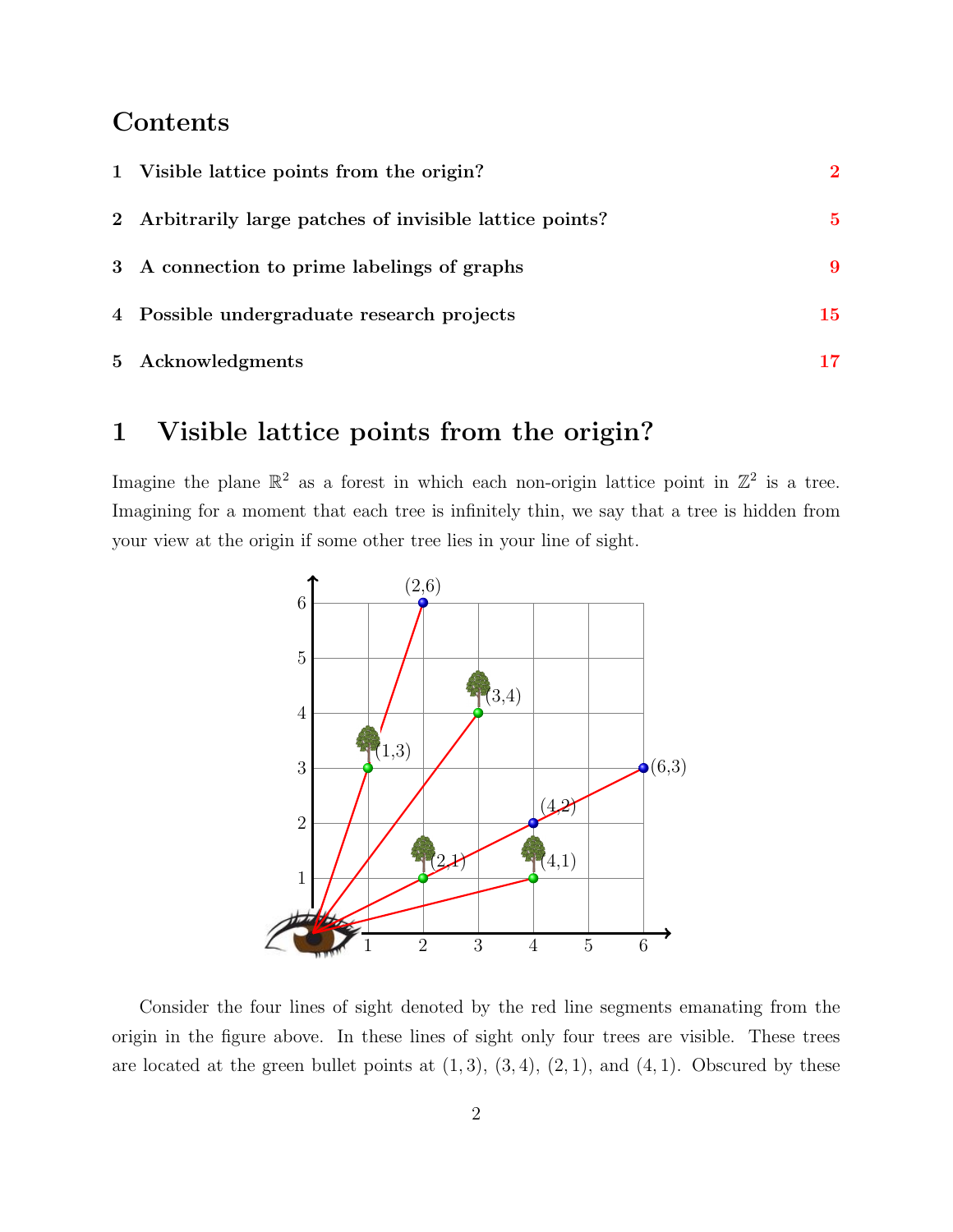## Contents

| | | |
|---|---|---|
| 1 | **Visible lattice points from the origin?** | 2 |
| 2 | **Arbitrarily large patches of invisible lattice points?** | 5 |
| 3 | **A connection to prime labelings of graphs** | 9 |
| 4 | **Possible undergraduate research projects** | 15 |
| 5 | **Acknowledgments** | 17 |

# 1 Visible lattice points from the origin?

Imagine the plane $\mathbb{R}^2$ as a forest in which each non-origin lattice point in $\mathbb{Z}^2$ is a tree. Imagining for a moment that each tree is infinitely thin, we say that a tree is hidden from your view at the origin if some other tree lies in your line of sight.

Consider the four lines of sight denoted by the red line segments emanating from the origin in the figure above. In these lines of sight only four trees are visible. These trees are located at the green bullet points at $(1, 3)$, $(3, 4)$, $(2, 1)$, and $(4, 1)$. Obscured by these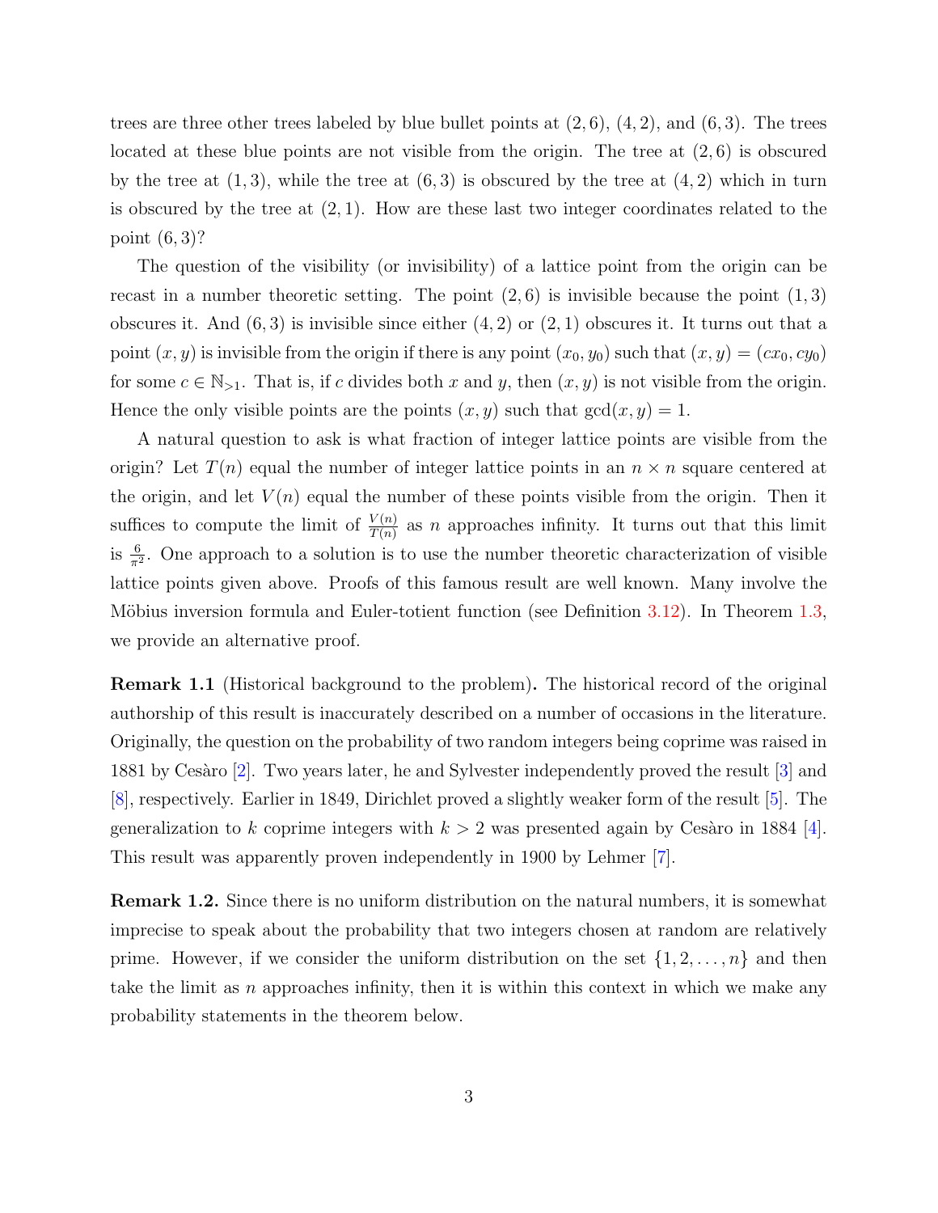trees are three other trees labeled by blue bullet points at $(2,6)$, $(4,2)$, and $(6,3)$. The trees located at these blue points are not visible from the origin. The tree at $(2,6)$ is obscured by the tree at $(1,3)$, while the tree at $(6,3)$ is obscured by the tree at $(4,2)$ which in turn is obscured by the tree at $(2,1)$. How are these last two integer coordinates related to the point $(6,3)$?

The question of the visibility (or invisibility) of a lattice point from the origin can be recast in a number theoretic setting. The point $(2,6)$ is invisible because the point $(1,3)$ obscures it. And $(6,3)$ is invisible since either $(4,2)$ or $(2,1)$ obscures it. It turns out that a point $(x,y)$ is invisible from the origin if there is any point $(x_0, y_0)$ such that $(x,y) = (cx_0, cy_0)$ for some $c \in \mathbb{N}_{>1}$. That is, if $c$ divides both $x$ and $y$, then $(x,y)$ is not visible from the origin. Hence the only visible points are the points $(x,y)$ such that $\gcd(x,y) = 1$.

A natural question to ask is what fraction of integer lattice points are visible from the origin? Let $T(n)$ equal the number of integer lattice points in an $n \times n$ square centered at the origin, and let $V(n)$ equal the number of these points visible from the origin. Then it suffices to compute the limit of $\frac{V(n)}{T(n)}$ as $n$ approaches infinity. It turns out that this limit is $\frac{6}{\pi^2}$. One approach to a solution is to use the number theoretic characterization of visible lattice points given above. Proofs of this famous result are well known. Many involve the Möbius inversion formula and Euler-totient function (see Definition 3.12). In Theorem 1.3, we provide an alternative proof.

**Remark 1.1** (Historical background to the problem)**.** The historical record of the original authorship of this result is inaccurately described on a number of occasions in the literature. Originally, the question on the probability of two random integers being coprime was raised in 1881 by Cesàro [2]. Two years later, he and Sylvester independently proved the result [3] and [8], respectively. Earlier in 1849, Dirichlet proved a slightly weaker form of the result [5]. The generalization to $k$ coprime integers with $k > 2$ was presented again by Cesàro in 1884 [4]. This result was apparently proven independently in 1900 by Lehmer [7].

**Remark 1.2.** Since there is no uniform distribution on the natural numbers, it is somewhat imprecise to speak about the probability that two integers chosen at random are relatively prime. However, if we consider the uniform distribution on the set $\{1, 2, \ldots, n\}$ and then take the limit as $n$ approaches infinity, then it is within this context in which we make any probability statements in the theorem below.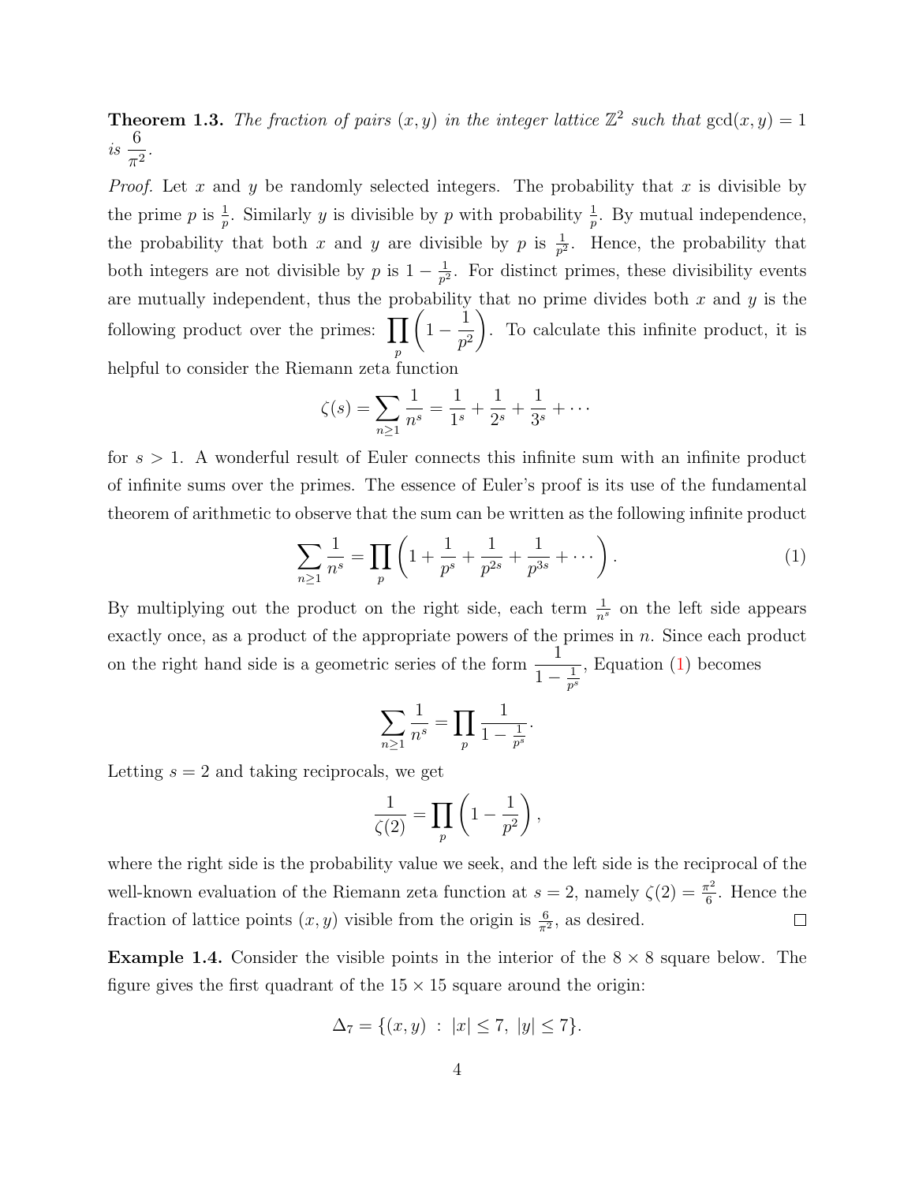**Theorem 1.3.** *The fraction of pairs $(x, y)$ in the integer lattice $\mathbb{Z}^2$ such that $\gcd(x, y) = 1$ is $\dfrac{6}{\pi^2}$.*

*Proof.* Let $x$ and $y$ be randomly selected integers. The probability that $x$ is divisible by the prime $p$ is $\frac{1}{p}$. Similarly $y$ is divisible by $p$ with probability $\frac{1}{p}$. By mutual independence, the probability that both $x$ and $y$ are divisible by $p$ is $\frac{1}{p^2}$. Hence, the probability that both integers are not divisible by $p$ is $1 - \frac{1}{p^2}$. For distinct primes, these divisibility events are mutually independent, thus the probability that no prime divides both $x$ and $y$ is the following product over the primes: $\displaystyle\prod_p \left(1 - \frac{1}{p^2}\right)$. To calculate this infinite product, it is helpful to consider the Riemann zeta function

$$\zeta(s) = \sum_{n \geq 1} \frac{1}{n^s} = \frac{1}{1^s} + \frac{1}{2^s} + \frac{1}{3^s} + \cdots$$

for $s > 1$. A wonderful result of Euler connects this infinite sum with an infinite product of infinite sums over the primes. The essence of Euler's proof is its use of the fundamental theorem of arithmetic to observe that the sum can be written as the following infinite product

$$\sum_{n \geq 1} \frac{1}{n^s} = \prod_p \left(1 + \frac{1}{p^s} + \frac{1}{p^{2s}} + \frac{1}{p^{3s}} + \cdots\right). \tag{1}$$

By multiplying out the product on the right side, each term $\frac{1}{n^s}$ on the left side appears exactly once, as a product of the appropriate powers of the primes in $n$. Since each product on the right hand side is a geometric series of the form $\dfrac{1}{1 - \frac{1}{p^s}}$, Equation (1) becomes

$$\sum_{n \geq 1} \frac{1}{n^s} = \prod_p \frac{1}{1 - \frac{1}{p^s}}.$$

Letting $s = 2$ and taking reciprocals, we get

$$\frac{1}{\zeta(2)} = \prod_p \left(1 - \frac{1}{p^2}\right),$$

where the right side is the probability value we seek, and the left side is the reciprocal of the well-known evaluation of the Riemann zeta function at $s = 2$, namely $\zeta(2) = \frac{\pi^2}{6}$. Hence the fraction of lattice points $(x, y)$ visible from the origin is $\frac{6}{\pi^2}$, as desired. □

**Example 1.4.** Consider the visible points in the interior of the $8 \times 8$ square below. The figure gives the first quadrant of the $15 \times 15$ square around the origin:

$$\Delta_7 = \{(x, y) \; : \; |x| \leq 7, \; |y| \leq 7\}.$$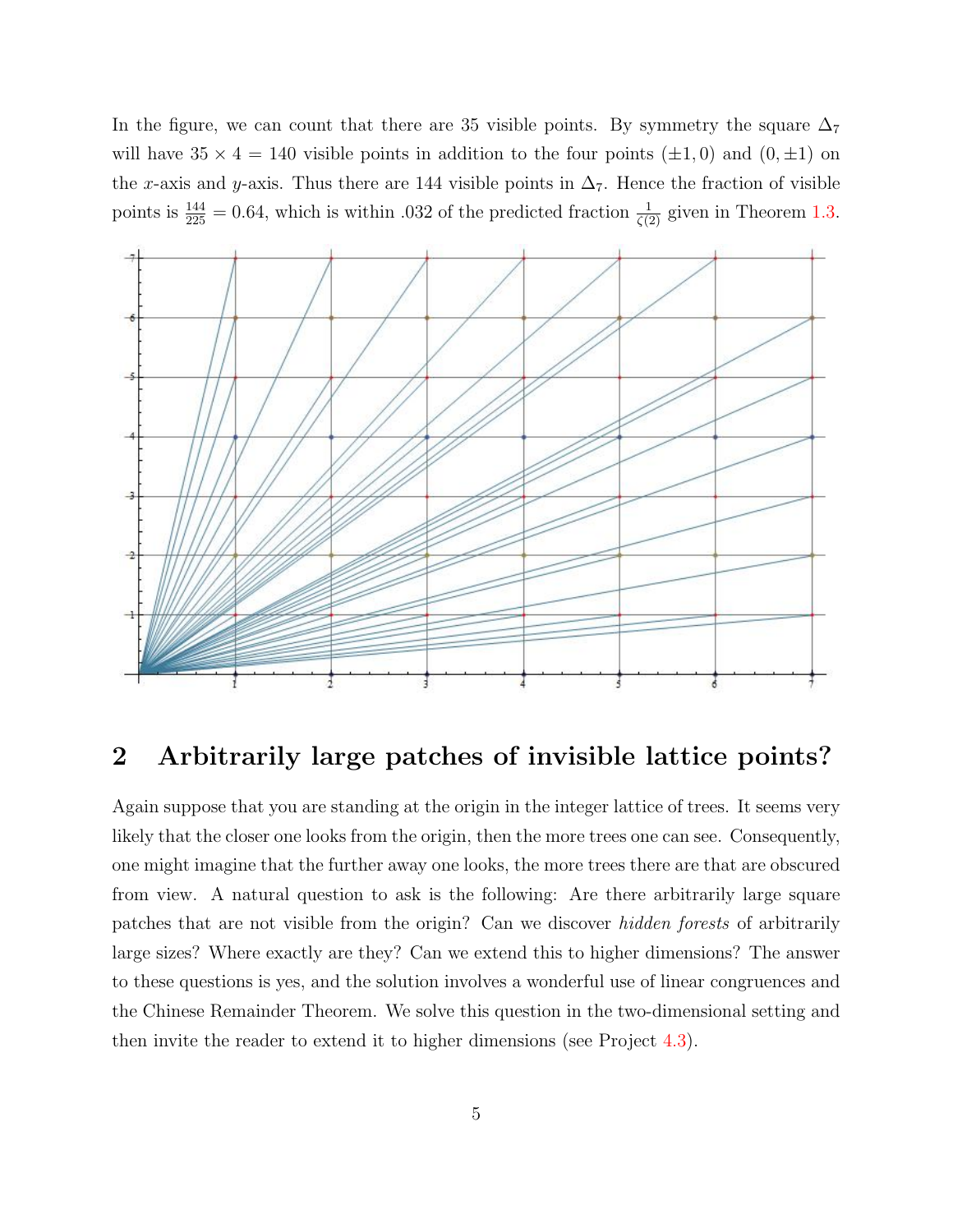In the figure, we can count that there are 35 visible points. By symmetry the square $\Delta_7$ will have $35 \times 4 = 140$ visible points in addition to the four points $(\pm 1, 0)$ and $(0, \pm 1)$ on the $x$-axis and $y$-axis. Thus there are 144 visible points in $\Delta_7$. Hence the fraction of visible points is $\frac{144}{225} = 0.64$, which is within .032 of the predicted fraction $\frac{1}{\zeta(2)}$ given in Theorem 1.3.

## 2 Arbitrarily large patches of invisible lattice points?

Again suppose that you are standing at the origin in the integer lattice of trees. It seems very likely that the closer one looks from the origin, then the more trees one can see. Consequently, one might imagine that the further away one looks, the more trees there are that are obscured from view. A natural question to ask is the following: Are there arbitrarily large square patches that are not visible from the origin? Can we discover *hidden forests* of arbitrarily large sizes? Where exactly are they? Can we extend this to higher dimensions? The answer to these questions is yes, and the solution involves a wonderful use of linear congruences and the Chinese Remainder Theorem. We solve this question in the two-dimensional setting and then invite the reader to extend it to higher dimensions (see Project 4.3).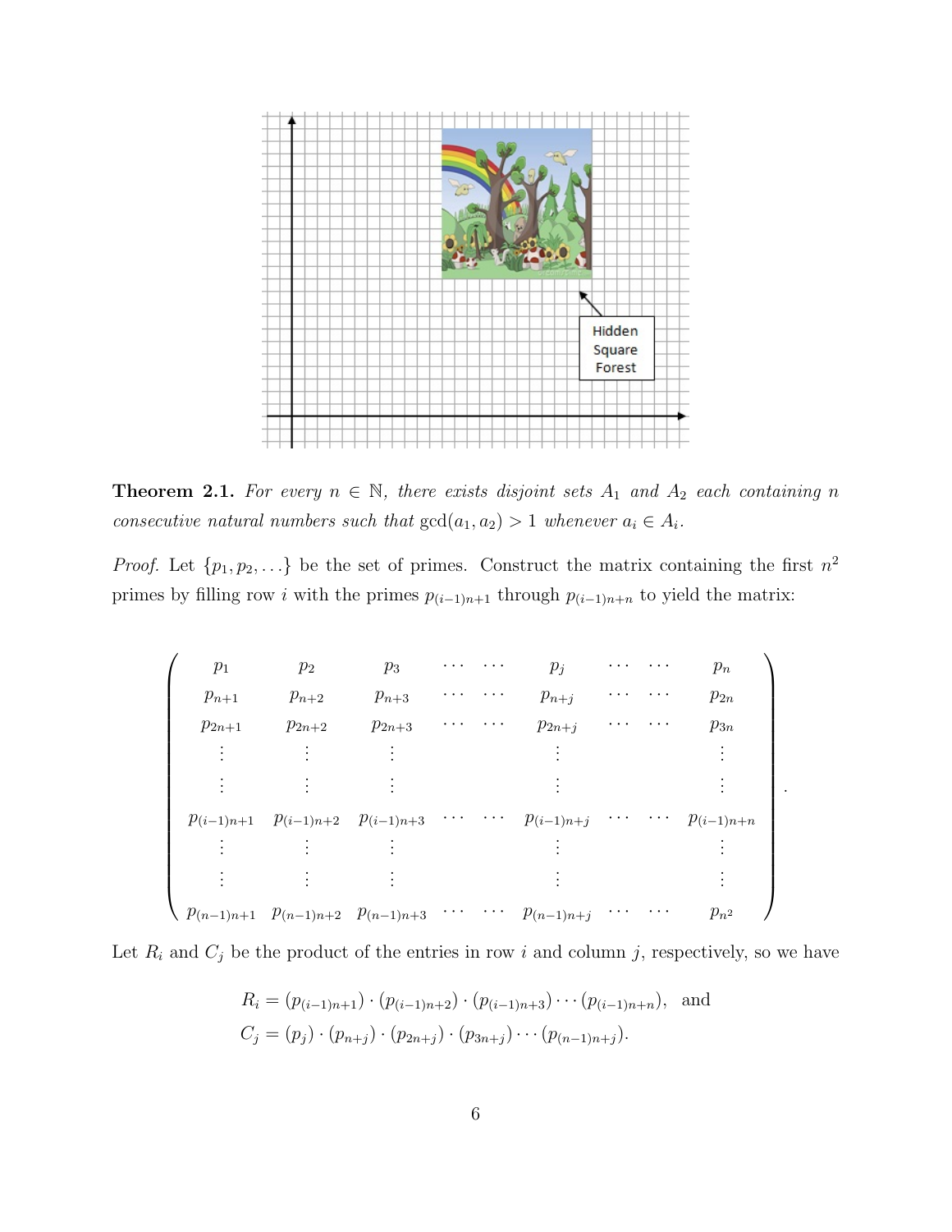Hidden Square Forest

**Theorem 2.1.** *For every $n \in \mathbb{N}$, there exists disjoint sets $A_1$ and $A_2$ each containing $n$ consecutive natural numbers such that $\gcd(a_1, a_2) > 1$ whenever $a_i \in A_i$.*

*Proof.* Let $\{p_1, p_2, \ldots\}$ be the set of primes. Construct the matrix containing the first $n^2$ primes by filling row $i$ with the primes $p_{(i-1)n+1}$ through $p_{(i-1)n+n}$ to yield the matrix:

$$
\begin{pmatrix}
p_1 & p_2 & p_3 & \cdots & \cdots & p_j & \cdots & \cdots & p_n \\
p_{n+1} & p_{n+2} & p_{n+3} & \cdots & \cdots & p_{n+j} & \cdots & \cdots & p_{2n} \\
p_{2n+1} & p_{2n+2} & p_{2n+3} & \cdots & \cdots & p_{2n+j} & \cdots & \cdots & p_{3n} \\
\vdots & \vdots & \vdots & & & \vdots & & & \vdots \\
\vdots & \vdots & \vdots & & & \vdots & & & \vdots \\
p_{(i-1)n+1} & p_{(i-1)n+2} & p_{(i-1)n+3} & \cdots & \cdots & p_{(i-1)n+j} & \cdots & \cdots & p_{(i-1)n+n} \\
\vdots & \vdots & \vdots & & & \vdots & & & \vdots \\
\vdots & \vdots & \vdots & & & \vdots & & & \vdots \\
p_{(n-1)n+1} & p_{(n-1)n+2} & p_{(n-1)n+3} & \cdots & \cdots & p_{(n-1)n+j} & \cdots & \cdots & p_{n^2}
\end{pmatrix}.
$$

Let $R_i$ and $C_j$ be the product of the entries in row $i$ and column $j$, respectively, so we have

$$
\begin{aligned}
R_i &= (p_{(i-1)n+1}) \cdot (p_{(i-1)n+2}) \cdot (p_{(i-1)n+3}) \cdots (p_{(i-1)n+n}), \quad \text{and} \\
C_j &= (p_j) \cdot (p_{n+j}) \cdot (p_{2n+j}) \cdot (p_{3n+j}) \cdots (p_{(n-1)n+j}).
\end{aligned}
$$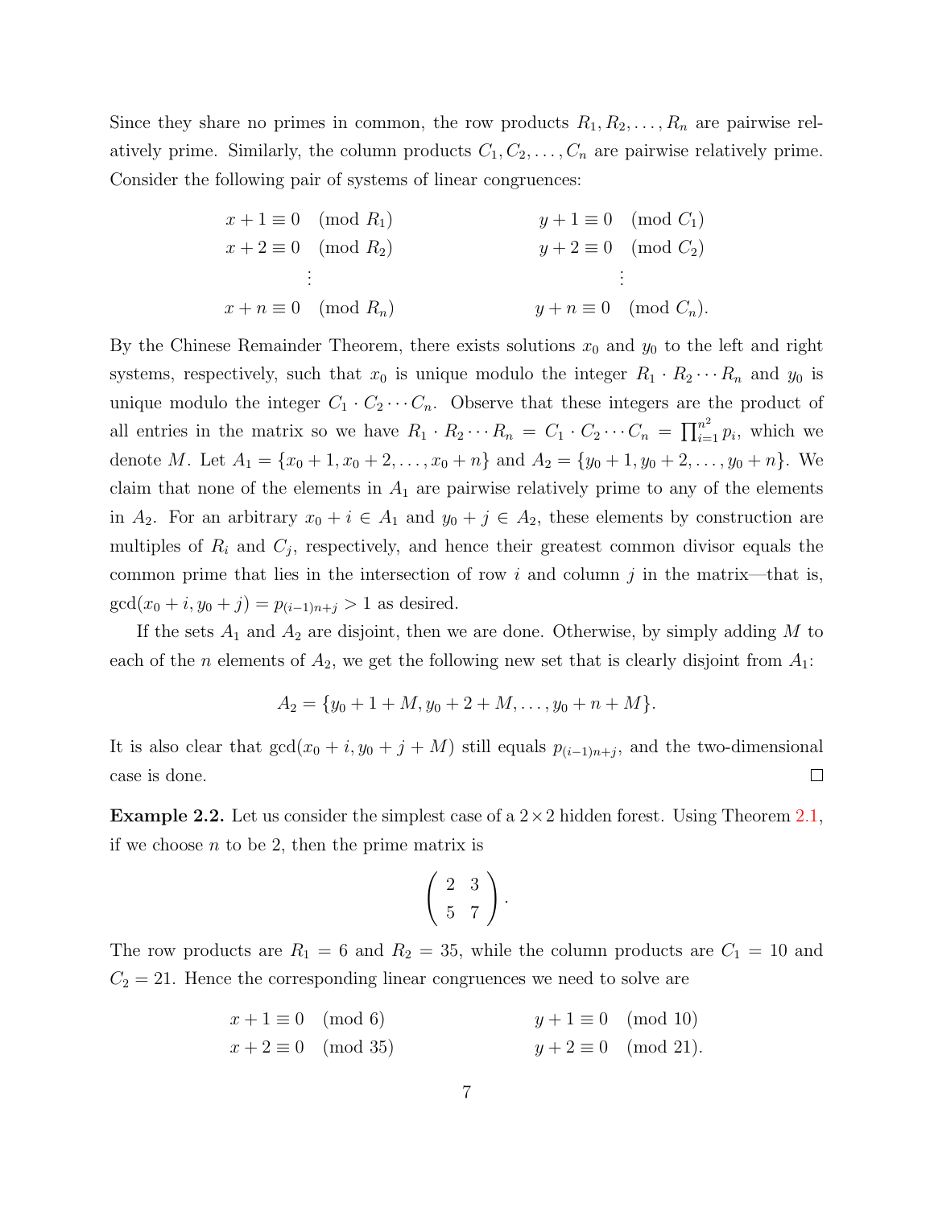Since they share no primes in common, the row products $R_1, R_2, \ldots, R_n$ are pairwise relatively prime. Similarly, the column products $C_1, C_2, \ldots, C_n$ are pairwise relatively prime. Consider the following pair of systems of linear congruences:

$$
\begin{aligned}
x + 1 &\equiv 0 \pmod{R_1} \qquad & y + 1 &\equiv 0 \pmod{C_1} \\
x + 2 &\equiv 0 \pmod{R_2} \qquad & y + 2 &\equiv 0 \pmod{C_2} \\
&\vdots & &\vdots \\
x + n &\equiv 0 \pmod{R_n} \qquad & y + n &\equiv 0 \pmod{C_n}.
\end{aligned}
$$

By the Chinese Remainder Theorem, there exists solutions $x_0$ and $y_0$ to the left and right systems, respectively, such that $x_0$ is unique modulo the integer $R_1 \cdot R_2 \cdots R_n$ and $y_0$ is unique modulo the integer $C_1 \cdot C_2 \cdots C_n$. Observe that these integers are the product of all entries in the matrix so we have $R_1 \cdot R_2 \cdots R_n = C_1 \cdot C_2 \cdots C_n = \prod_{i=1}^{n^2} p_i$, which we denote $M$. Let $A_1 = \{x_0 + 1, x_0 + 2, \ldots, x_0 + n\}$ and $A_2 = \{y_0 + 1, y_0 + 2, \ldots, y_0 + n\}$. We claim that none of the elements in $A_1$ are pairwise relatively prime to any of the elements in $A_2$. For an arbitrary $x_0 + i \in A_1$ and $y_0 + j \in A_2$, these elements by construction are multiples of $R_i$ and $C_j$, respectively, and hence their greatest common divisor equals the common prime that lies in the intersection of row $i$ and column $j$ in the matrix—that is, $\gcd(x_0 + i, y_0 + j) = p_{(i-1)n+j} > 1$ as desired.

If the sets $A_1$ and $A_2$ are disjoint, then we are done. Otherwise, by simply adding $M$ to each of the $n$ elements of $A_2$, we get the following new set that is clearly disjoint from $A_1$:

$$A_2 = \{y_0 + 1 + M, y_0 + 2 + M, \ldots, y_0 + n + M\}.$$

It is also clear that $\gcd(x_0 + i, y_0 + j + M)$ still equals $p_{(i-1)n+j}$, and the two-dimensional case is done. $\square$

**Example 2.2.** Let us consider the simplest case of a $2 \times 2$ hidden forest. Using Theorem 2.1, if we choose $n$ to be 2, then the prime matrix is

$$\begin{pmatrix} 2 & 3 \\ 5 & 7 \end{pmatrix}.$$

The row products are $R_1 = 6$ and $R_2 = 35$, while the column products are $C_1 = 10$ and $C_2 = 21$. Hence the corresponding linear congruences we need to solve are

$$
\begin{aligned}
x + 1 &\equiv 0 \pmod{6} \qquad & y + 1 &\equiv 0 \pmod{10} \\
x + 2 &\equiv 0 \pmod{35} \qquad & y + 2 &\equiv 0 \pmod{21}.
\end{aligned}
$$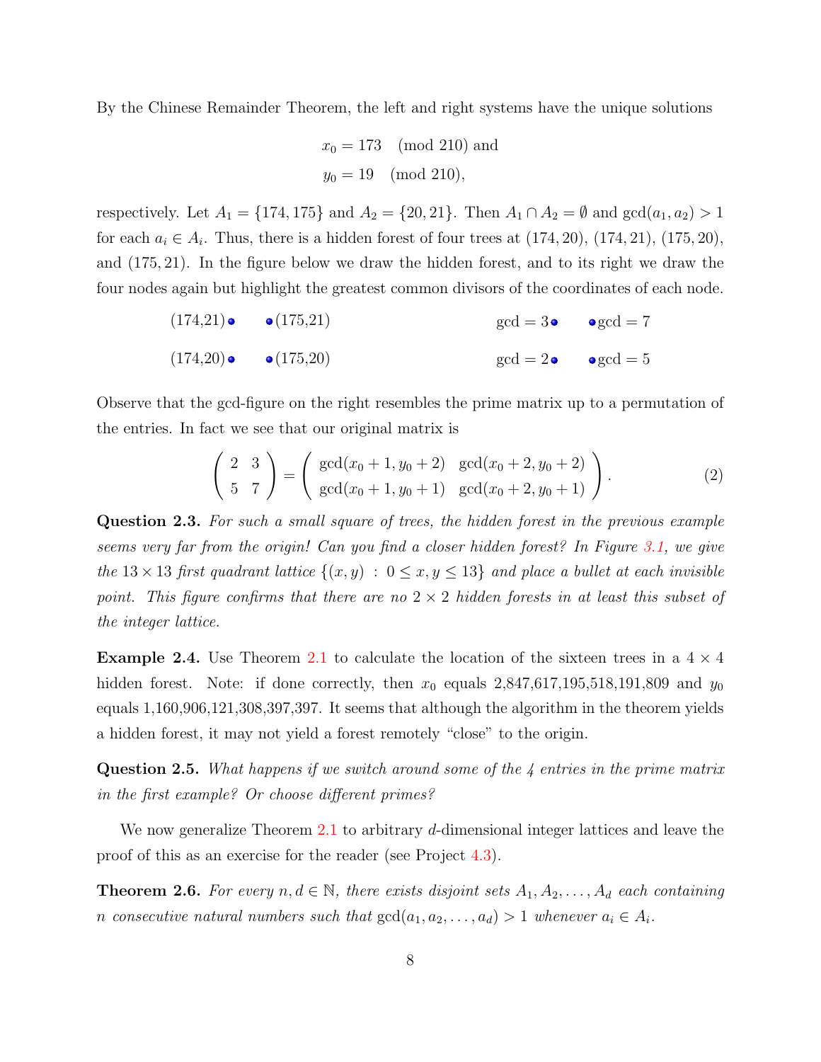By the Chinese Remainder Theorem, the left and right systems have the unique solutions

$$x_0 = 173 \pmod{210} \text{ and}$$
$$y_0 = 19 \pmod{210},$$

respectively. Let $A_1 = \{174, 175\}$ and $A_2 = \{20, 21\}$. Then $A_1 \cap A_2 = \emptyset$ and $\gcd(a_1, a_2) > 1$ for each $a_i \in A_i$. Thus, there is a hidden forest of four trees at $(174, 20)$, $(174, 21)$, $(175, 20)$, and $(175, 21)$. In the figure below we draw the hidden forest, and to its right we draw the four nodes again but highlight the greatest common divisors of the coordinates of each node.

| | | | | |
|---|---|---|---|---|
| (174,21) • | • (175,21) | | gcd = 3 • | • gcd = 7 |
| (174,20) • | • (175,20) | | gcd = 2 • | • gcd = 5 |

Observe that the gcd-figure on the right resembles the prime matrix up to a permutation of the entries. In fact we see that our original matrix is

$$\begin{pmatrix} 2 & 3 \\ 5 & 7 \end{pmatrix} = \begin{pmatrix} \gcd(x_0+1, y_0+2) & \gcd(x_0+2, y_0+2) \\ \gcd(x_0+1, y_0+1) & \gcd(x_0+2, y_0+1) \end{pmatrix}. \tag{2}$$

**Question 2.3.** *For such a small square of trees, the hidden forest in the previous example seems very far from the origin! Can you find a closer hidden forest? In Figure 3.1, we give the $13 \times 13$ first quadrant lattice $\{(x, y) : 0 \le x, y \le 13\}$ and place a bullet at each invisible point. This figure confirms that there are no $2 \times 2$ hidden forests in at least this subset of the integer lattice.*

**Example 2.4.** Use Theorem 2.1 to calculate the location of the sixteen trees in a $4 \times 4$ hidden forest. Note: if done correctly, then $x_0$ equals 2,847,617,195,518,191,809 and $y_0$ equals 1,160,906,121,308,397,397. It seems that although the algorithm in the theorem yields a hidden forest, it may not yield a forest remotely "close" to the origin.

**Question 2.5.** *What happens if we switch around some of the 4 entries in the prime matrix in the first example? Or choose different primes?*

We now generalize Theorem 2.1 to arbitrary $d$-dimensional integer lattices and leave the proof of this as an exercise for the reader (see Project 4.3).

**Theorem 2.6.** *For every $n, d \in \mathbb{N}$, there exists disjoint sets $A_1, A_2, \ldots, A_d$ each containing $n$ consecutive natural numbers such that $\gcd(a_1, a_2, \ldots, a_d) > 1$ whenever $a_i \in A_i$.*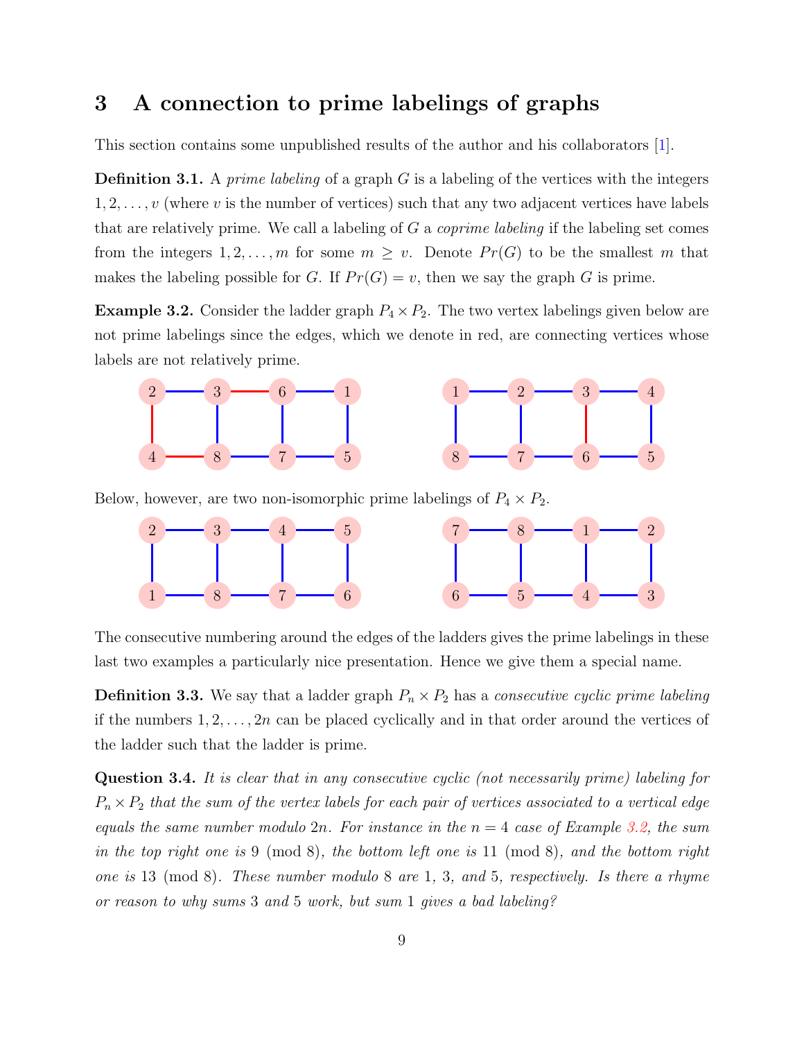## 3 A connection to prime labelings of graphs

This section contains some unpublished results of the author and his collaborators [1].

**Definition 3.1.** A *prime labeling* of a graph $G$ is a labeling of the vertices with the integers $1, 2, \ldots, v$ (where $v$ is the number of vertices) such that any two adjacent vertices have labels that are relatively prime. We call a labeling of $G$ a *coprime labeling* if the labeling set comes from the integers $1, 2, \ldots, m$ for some $m \geq v$. Denote $Pr(G)$ to be the smallest $m$ that makes the labeling possible for $G$. If $Pr(G) = v$, then we say the graph $G$ is prime.

**Example 3.2.** Consider the ladder graph $P_4 \times P_2$. The two vertex labelings given below are not prime labelings since the edges, which we denote in red, are connecting vertices whose labels are not relatively prime.

Below, however, are two non-isomorphic prime labelings of $P_4 \times P_2$.

The consecutive numbering around the edges of the ladders gives the prime labelings in these last two examples a particularly nice presentation. Hence we give them a special name.

**Definition 3.3.** We say that a ladder graph $P_n \times P_2$ has a *consecutive cyclic prime labeling* if the numbers $1, 2, \ldots, 2n$ can be placed cyclically and in that order around the vertices of the ladder such that the ladder is prime.

**Question 3.4.** *It is clear that in any consecutive cyclic (not necessarily prime) labeling for $P_n \times P_2$ that the sum of the vertex labels for each pair of vertices associated to a vertical edge equals the same number modulo $2n$. For instance in the $n = 4$ case of Example 3.2, the sum in the top right one is $9 \pmod 8$, the bottom left one is $11 \pmod 8$, and the bottom right one is $13 \pmod 8$. These number modulo 8 are 1, 3, and 5, respectively. Is there a rhyme or reason to why sums 3 and 5 work, but sum 1 gives a bad labeling?*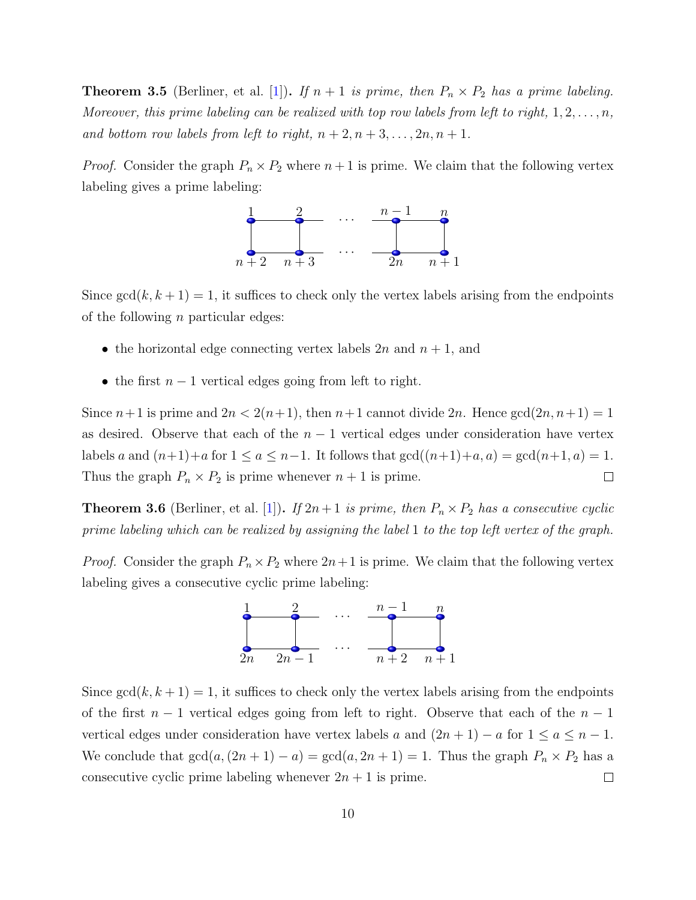**Theorem 3.5** (Berliner, et al. [1]). *If $n+1$ is prime, then $P_n \times P_2$ has a prime labeling. Moreover, this prime labeling can be realized with top row labels from left to right, $1, 2, \ldots, n$, and bottom row labels from left to right, $n+2, n+3, \ldots, 2n, n+1$.*

*Proof.* Consider the graph $P_n \times P_2$ where $n+1$ is prime. We claim that the following vertex labeling gives a prime labeling:

Since $\gcd(k, k+1) = 1$, it suffices to check only the vertex labels arising from the endpoints of the following $n$ particular edges:

- the horizontal edge connecting vertex labels $2n$ and $n+1$, and
- the first $n-1$ vertical edges going from left to right.

Since $n+1$ is prime and $2n < 2(n+1)$, then $n+1$ cannot divide $2n$. Hence $\gcd(2n, n+1) = 1$ as desired. Observe that each of the $n-1$ vertical edges under consideration have vertex labels $a$ and $(n+1)+a$ for $1 \leq a \leq n-1$. It follows that $\gcd((n+1)+a, a) = \gcd(n+1, a) = 1$. Thus the graph $P_n \times P_2$ is prime whenever $n+1$ is prime. □

**Theorem 3.6** (Berliner, et al. [1]). *If $2n+1$ is prime, then $P_n \times P_2$ has a consecutive cyclic prime labeling which can be realized by assigning the label 1 to the top left vertex of the graph.*

*Proof.* Consider the graph $P_n \times P_2$ where $2n+1$ is prime. We claim that the following vertex labeling gives a consecutive cyclic prime labeling:

Since $\gcd(k, k+1) = 1$, it suffices to check only the vertex labels arising from the endpoints of the first $n-1$ vertical edges going from left to right. Observe that each of the $n-1$ vertical edges under consideration have vertex labels $a$ and $(2n+1)-a$ for $1 \leq a \leq n-1$. We conclude that $\gcd(a, (2n+1)-a) = \gcd(a, 2n+1) = 1$. Thus the graph $P_n \times P_2$ has a consecutive cyclic prime labeling whenever $2n+1$ is prime. □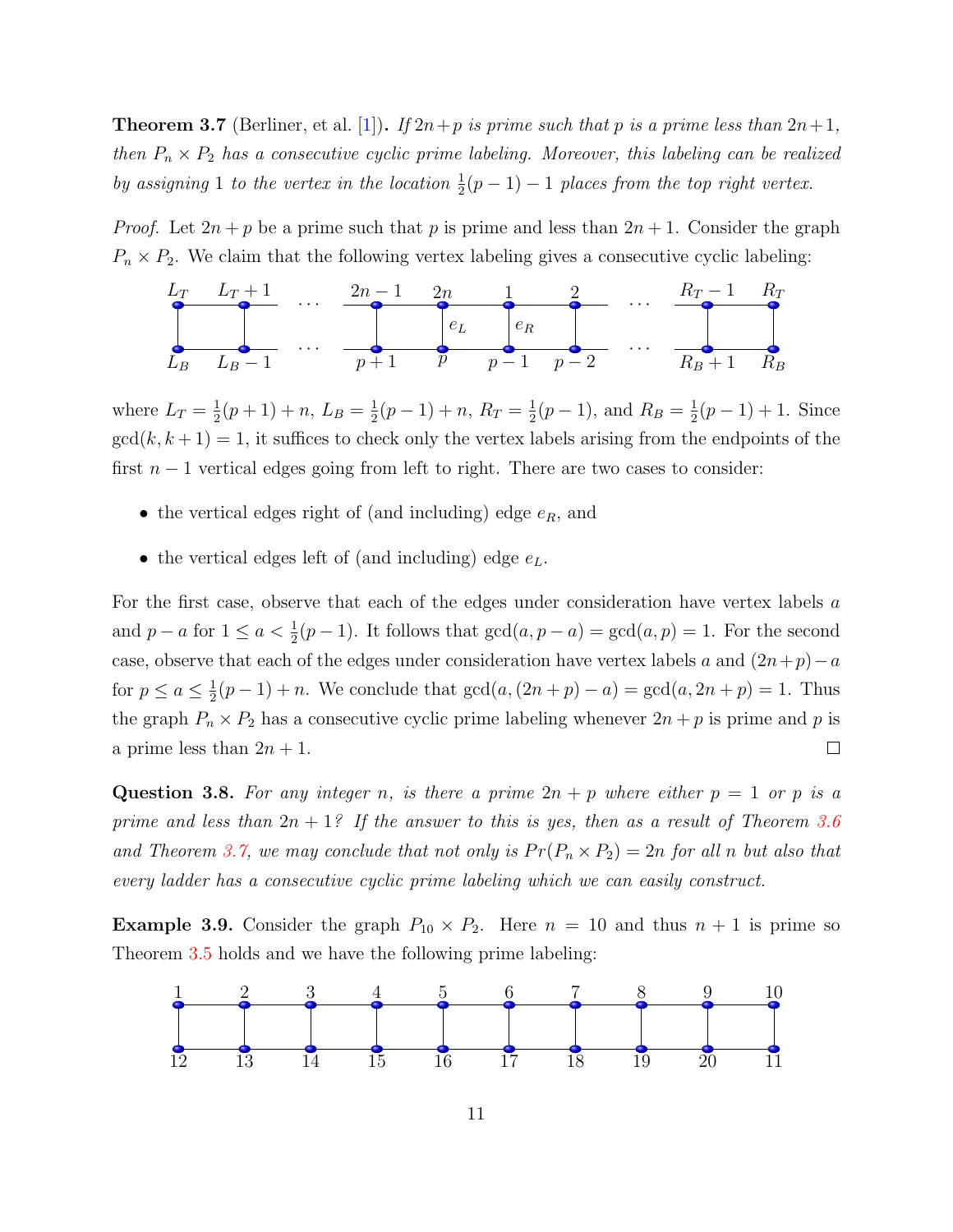**Theorem 3.7** (Berliner, et al. [1]). *If $2n+p$ is prime such that $p$ is a prime less than $2n+1$, then $P_n \times P_2$ has a consecutive cyclic prime labeling. Moreover, this labeling can be realized by assigning 1 to the vertex in the location $\frac{1}{2}(p-1)-1$ places from the top right vertex.*

*Proof.* Let $2n+p$ be a prime such that $p$ is prime and less than $2n+1$. Consider the graph $P_n \times P_2$. We claim that the following vertex labeling gives a consecutive cyclic labeling:

$$
\begin{array}{cccccccccc}
L_T & L_T+1 & \cdots & 2n-1 & 2n & 1 & 2 & \cdots & R_T-1 & R_T \\
 & & & & e_L & e_R & & & & \\
L_B & L_B-1 & \cdots & p+1 & p & p-1 & p-2 & \cdots & R_B+1 & R_B
\end{array}
$$

where $L_T = \frac{1}{2}(p+1)+n$, $L_B = \frac{1}{2}(p-1)+n$, $R_T = \frac{1}{2}(p-1)$, and $R_B = \frac{1}{2}(p-1)+1$. Since $\gcd(k, k+1) = 1$, it suffices to check only the vertex labels arising from the endpoints of the first $n-1$ vertical edges going from left to right. There are two cases to consider:

- the vertical edges right of (and including) edge $e_R$, and
- the vertical edges left of (and including) edge $e_L$.

For the first case, observe that each of the edges under consideration have vertex labels $a$ and $p-a$ for $1 \le a < \frac{1}{2}(p-1)$. It follows that $\gcd(a, p-a) = \gcd(a, p) = 1$. For the second case, observe that each of the edges under consideration have vertex labels $a$ and $(2n+p)-a$ for $p \le a \le \frac{1}{2}(p-1)+n$. We conclude that $\gcd(a, (2n+p)-a) = \gcd(a, 2n+p) = 1$. Thus the graph $P_n \times P_2$ has a consecutive cyclic prime labeling whenever $2n+p$ is prime and $p$ is a prime less than $2n+1$. $\square$

**Question 3.8.** *For any integer $n$, is there a prime $2n+p$ where either $p = 1$ or $p$ is a prime and less than $2n+1$? If the answer to this is yes, then as a result of Theorem 3.6 and Theorem 3.7, we may conclude that not only is $Pr(P_n \times P_2) = 2n$ for all $n$ but also that every ladder has a consecutive cyclic prime labeling which we can easily construct.*

**Example 3.9.** Consider the graph $P_{10} \times P_2$. Here $n = 10$ and thus $n+1$ is prime so Theorem 3.5 holds and we have the following prime labeling:

$$
\begin{array}{cccccccccc}
1 & 2 & 3 & 4 & 5 & 6 & 7 & 8 & 9 & 10 \\
12 & 13 & 14 & 15 & 16 & 17 & 18 & 19 & 20 & 11
\end{array}
$$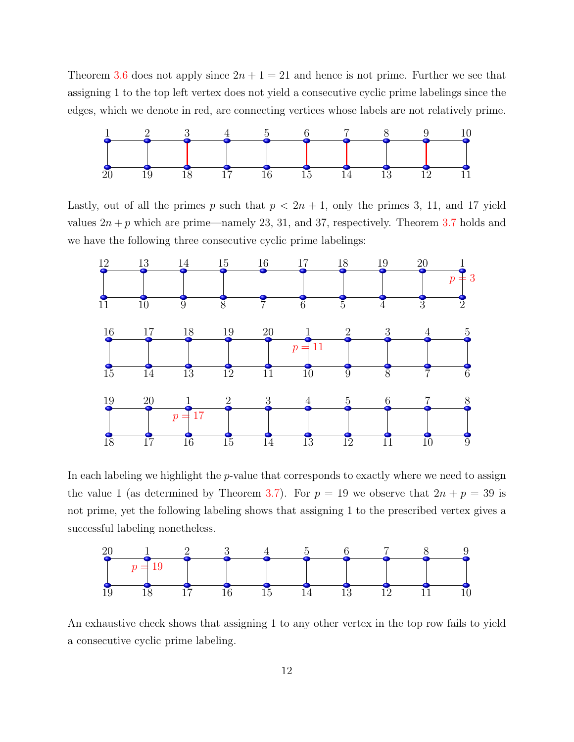Theorem 3.6 does not apply since $2n + 1 = 21$ and hence is not prime. Further we see that assigning 1 to the top left vertex does not yield a consecutive cyclic prime labelings since the edges, which we denote in red, are connecting vertices whose labels are not relatively prime.

Lastly, out of all the primes $p$ such that $p < 2n + 1$, only the primes 3, 11, and 17 yield values $2n + p$ which are prime—namely 23, 31, and 37, respectively. Theorem 3.7 holds and we have the following three consecutive cyclic prime labelings:

In each labeling we highlight the $p$-value that corresponds to exactly where we need to assign the value 1 (as determined by Theorem 3.7). For $p = 19$ we observe that $2n + p = 39$ is not prime, yet the following labeling shows that assigning 1 to the prescribed vertex gives a successful labeling nonetheless.

An exhaustive check shows that assigning 1 to any other vertex in the top row fails to yield a consecutive cyclic prime labeling.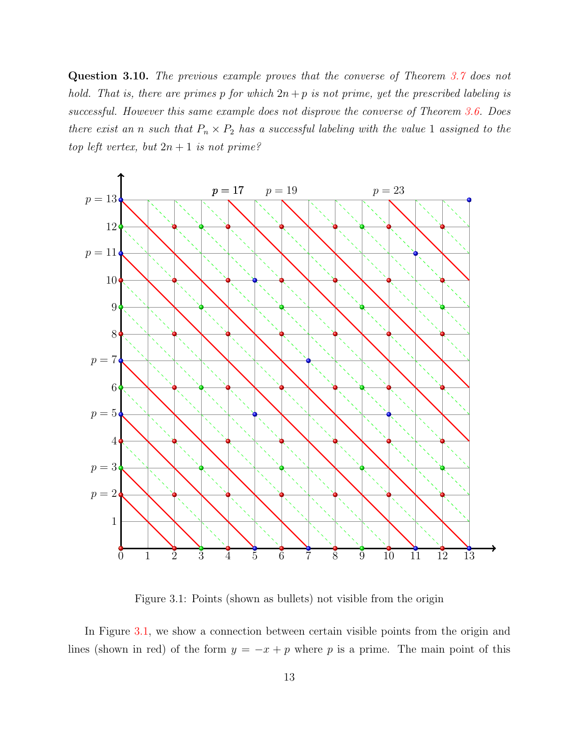**Question 3.10.** *The previous example proves that the converse of Theorem 3.7 does not hold. That is, there are primes $p$ for which $2n + p$ is not prime, yet the prescribed labeling is successful. However this same example does not disprove the converse of Theorem 3.6. Does there exist an $n$ such that $P_n \times P_2$ has a successful labeling with the value 1 assigned to the top left vertex, but $2n + 1$ is not prime?*

Figure 3.1: Points (shown as bullets) not visible from the origin

In Figure 3.1, we show a connection between certain visible points from the origin and lines (shown in red) of the form $y = -x + p$ where $p$ is a prime. The main point of this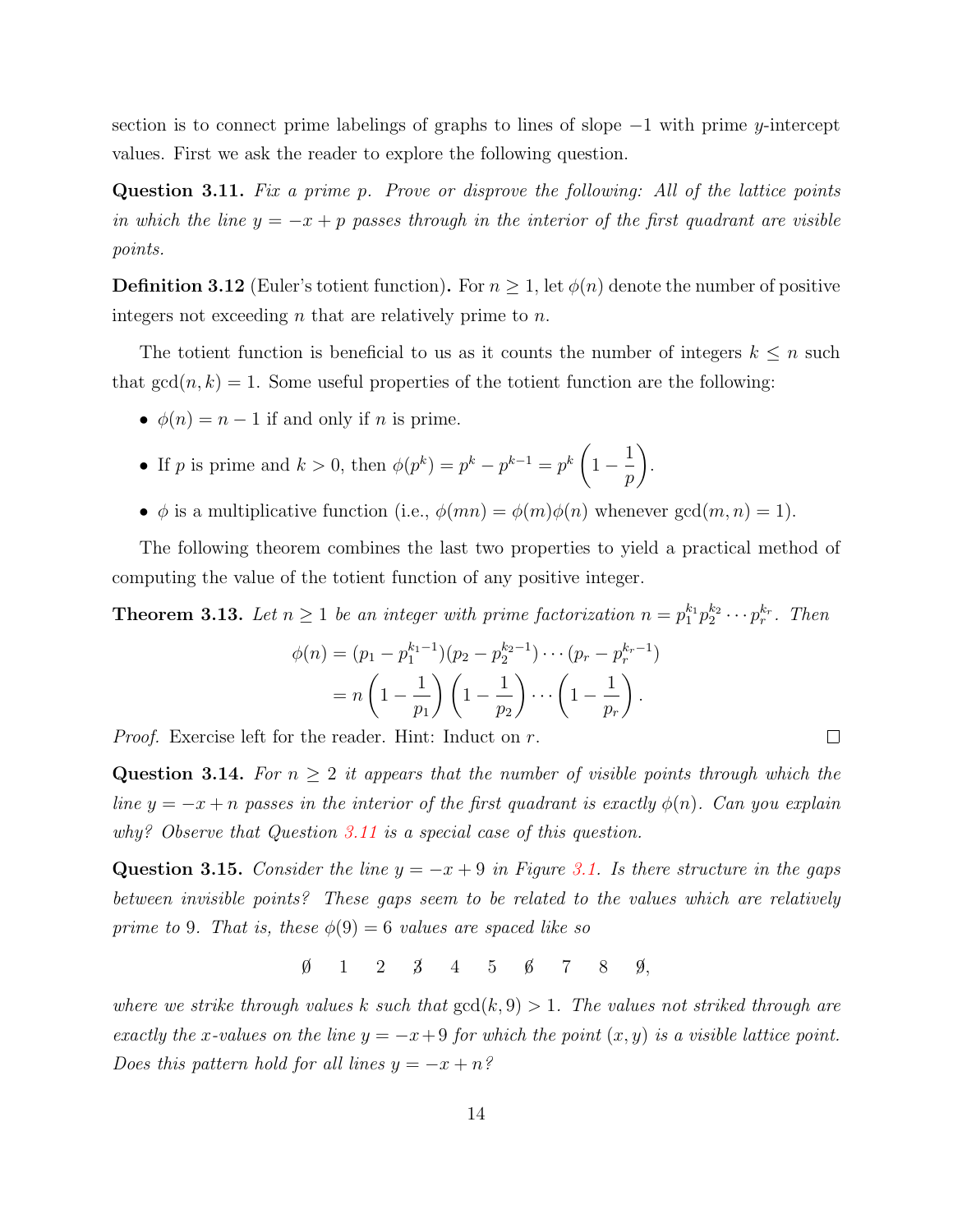section is to connect prime labelings of graphs to lines of slope $-1$ with prime $y$-intercept values. First we ask the reader to explore the following question.

**Question 3.11.** *Fix a prime $p$. Prove or disprove the following: All of the lattice points in which the line $y = -x + p$ passes through in the interior of the first quadrant are visible points.*

**Definition 3.12** (Euler's totient function)**.** For $n \geq 1$, let $\phi(n)$ denote the number of positive integers not exceeding $n$ that are relatively prime to $n$.

The totient function is beneficial to us as it counts the number of integers $k \leq n$ such that $\gcd(n, k) = 1$. Some useful properties of the totient function are the following:

- $\phi(n) = n - 1$ if and only if $n$ is prime.
- If $p$ is prime and $k > 0$, then $\phi(p^k) = p^k - p^{k-1} = p^k\left(1 - \frac{1}{p}\right)$.
- $\phi$ is a multiplicative function (i.e., $\phi(mn) = \phi(m)\phi(n)$ whenever $\gcd(m, n) = 1$).

The following theorem combines the last two properties to yield a practical method of computing the value of the totient function of any positive integer.

**Theorem 3.13.** *Let $n \geq 1$ be an integer with prime factorization $n = p_1^{k_1} p_2^{k_2} \cdots p_r^{k_r}$. Then*

$$\begin{aligned}
\phi(n) &= (p_1 - p_1^{k_1 - 1})(p_2 - p_2^{k_2 - 1}) \cdots (p_r - p_r^{k_r - 1}) \\
&= n\left(1 - \frac{1}{p_1}\right)\left(1 - \frac{1}{p_2}\right) \cdots \left(1 - \frac{1}{p_r}\right).
\end{aligned}$$

*Proof.* Exercise left for the reader. Hint: Induct on $r$. ∎

**Question 3.14.** *For $n \geq 2$ it appears that the number of visible points through which the line $y = -x + n$ passes in the interior of the first quadrant is exactly $\phi(n)$. Can you explain why? Observe that Question 3.11 is a special case of this question.*

**Question 3.15.** *Consider the line $y = -x + 9$ in Figure 3.1. Is there structure in the gaps between invisible points? These gaps seem to be related to the values which are relatively prime to 9. That is, these $\phi(9) = 6$ values are spaced like so*

$$\not{0} \quad 1 \quad 2 \quad \not{3} \quad 4 \quad 5 \quad \not{6} \quad 7 \quad 8 \quad \not{9},$$

*where we strike through values $k$ such that $\gcd(k, 9) > 1$. The values not striked through are exactly the $x$-values on the line $y = -x + 9$ for which the point $(x, y)$ is a visible lattice point. Does this pattern hold for all lines $y = -x + n$?*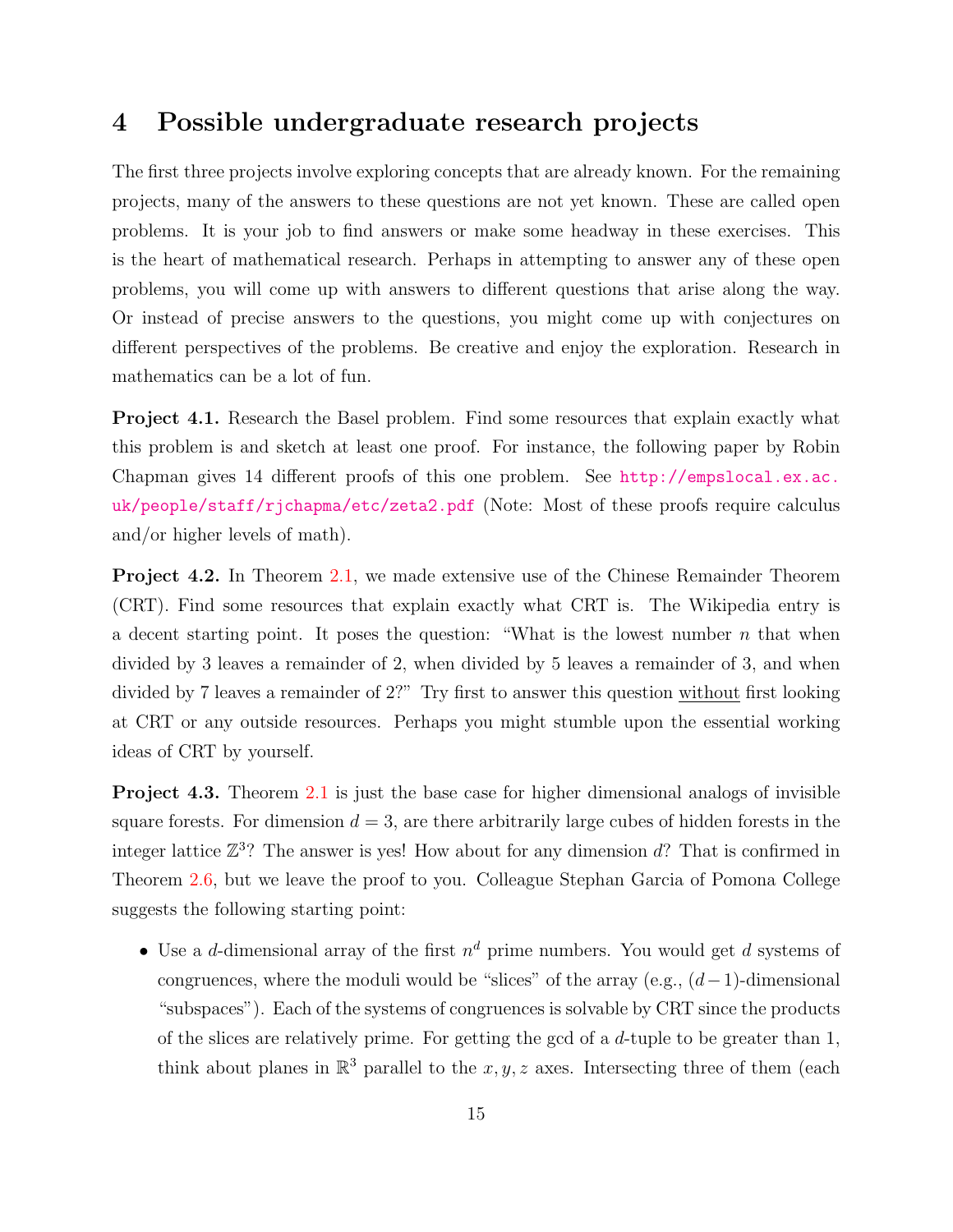## 4 Possible undergraduate research projects

The first three projects involve exploring concepts that are already known. For the remaining projects, many of the answers to these questions are not yet known. These are called open problems. It is your job to find answers or make some headway in these exercises. This is the heart of mathematical research. Perhaps in attempting to answer any of these open problems, you will come up with answers to different questions that arise along the way. Or instead of precise answers to the questions, you might come up with conjectures on different perspectives of the problems. Be creative and enjoy the exploration. Research in mathematics can be a lot of fun.

**Project 4.1.** Research the Basel problem. Find some resources that explain exactly what this problem is and sketch at least one proof. For instance, the following paper by Robin Chapman gives 14 different proofs of this one problem. See http://empslocal.ex.ac.uk/people/staff/rjchapma/etc/zeta2.pdf (Note: Most of these proofs require calculus and/or higher levels of math).

**Project 4.2.** In Theorem 2.1, we made extensive use of the Chinese Remainder Theorem (CRT). Find some resources that explain exactly what CRT is. The Wikipedia entry is a decent starting point. It poses the question: "What is the lowest number $n$ that when divided by 3 leaves a remainder of 2, when divided by 5 leaves a remainder of 3, and when divided by 7 leaves a remainder of 2?" Try first to answer this question without first looking at CRT or any outside resources. Perhaps you might stumble upon the essential working ideas of CRT by yourself.

**Project 4.3.** Theorem 2.1 is just the base case for higher dimensional analogs of invisible square forests. For dimension $d = 3$, are there arbitrarily large cubes of hidden forests in the integer lattice $\mathbb{Z}^3$? The answer is yes! How about for any dimension $d$? That is confirmed in Theorem 2.6, but we leave the proof to you. Colleague Stephan Garcia of Pomona College suggests the following starting point:

- Use a $d$-dimensional array of the first $n^d$ prime numbers. You would get $d$ systems of congruences, where the moduli would be "slices" of the array (e.g., $(d-1)$-dimensional "subspaces"). Each of the systems of congruences is solvable by CRT since the products of the slices are relatively prime. For getting the gcd of a $d$-tuple to be greater than 1, think about planes in $\mathbb{R}^3$ parallel to the $x, y, z$ axes. Intersecting three of them (each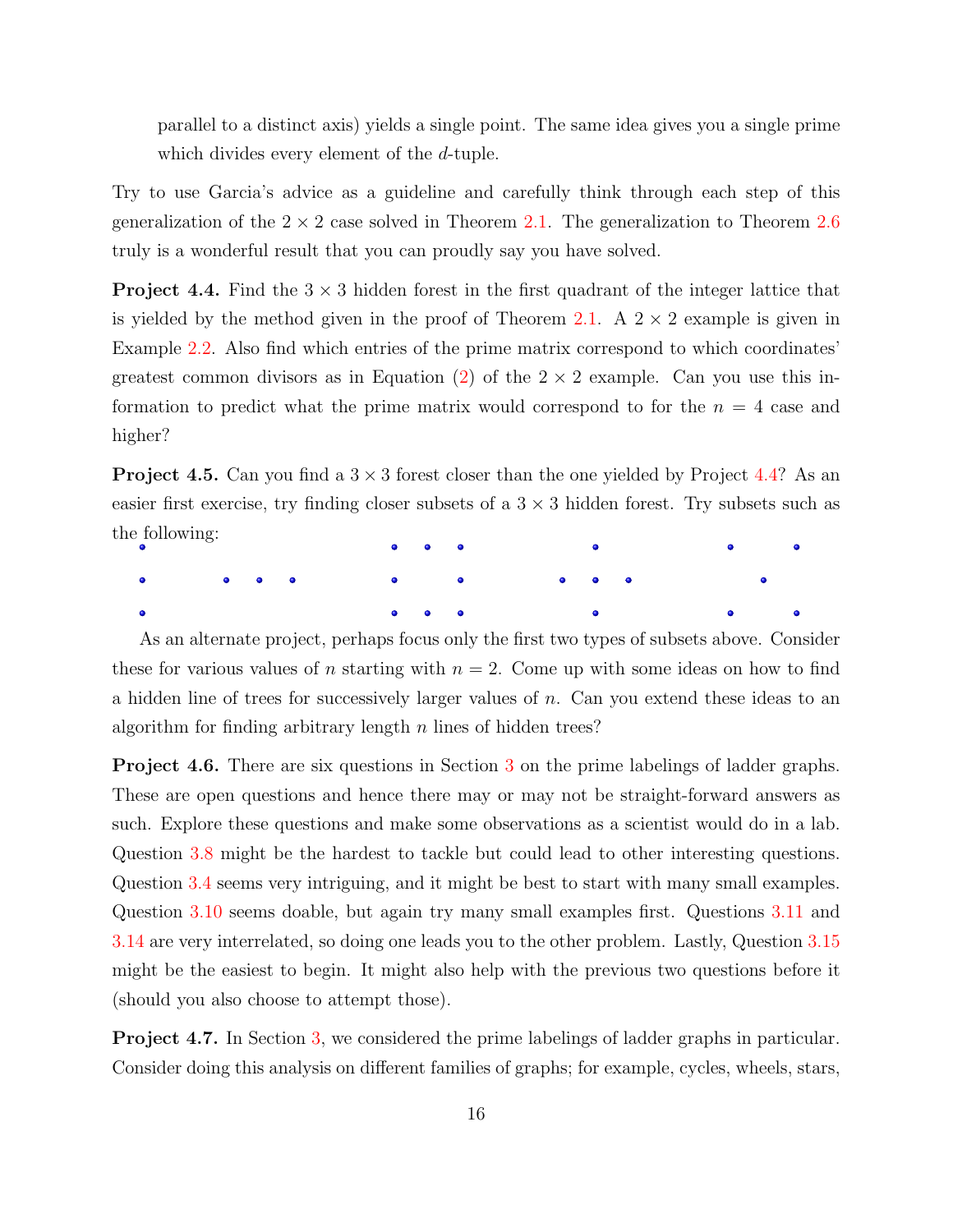parallel to a distinct axis) yields a single point. The same idea gives you a single prime which divides every element of the $d$-tuple.

Try to use Garcia's advice as a guideline and carefully think through each step of this generalization of the $2 \times 2$ case solved in Theorem 2.1. The generalization to Theorem 2.6 truly is a wonderful result that you can proudly say you have solved.

**Project 4.4.** Find the $3 \times 3$ hidden forest in the first quadrant of the integer lattice that is yielded by the method given in the proof of Theorem 2.1. A $2 \times 2$ example is given in Example 2.2. Also find which entries of the prime matrix correspond to which coordinates' greatest common divisors as in Equation (2) of the $2 \times 2$ example. Can you use this information to predict what the prime matrix would correspond to for the $n = 4$ case and higher?

**Project 4.5.** Can you find a $3 \times 3$ forest closer than the one yielded by Project 4.4? As an easier first exercise, try finding closer subsets of a $3 \times 3$ hidden forest. Try subsets such as the following:

As an alternate project, perhaps focus only the first two types of subsets above. Consider these for various values of $n$ starting with $n = 2$. Come up with some ideas on how to find a hidden line of trees for successively larger values of $n$. Can you extend these ideas to an algorithm for finding arbitrary length $n$ lines of hidden trees?

**Project 4.6.** There are six questions in Section 3 on the prime labelings of ladder graphs. These are open questions and hence there may or may not be straight-forward answers as such. Explore these questions and make some observations as a scientist would do in a lab. Question 3.8 might be the hardest to tackle but could lead to other interesting questions. Question 3.4 seems very intriguing, and it might be best to start with many small examples. Question 3.10 seems doable, but again try many small examples first. Questions 3.11 and 3.14 are very interrelated, so doing one leads you to the other problem. Lastly, Question 3.15 might be the easiest to begin. It might also help with the previous two questions before it (should you also choose to attempt those).

**Project 4.7.** In Section 3, we considered the prime labelings of ladder graphs in particular. Consider doing this analysis on different families of graphs; for example, cycles, wheels, stars,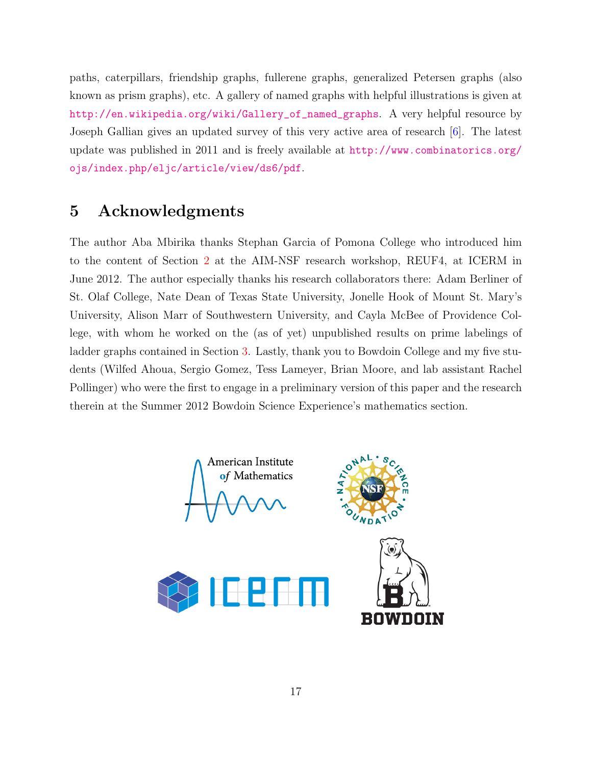paths, caterpillars, friendship graphs, fullerene graphs, generalized Petersen graphs (also known as prism graphs), etc. A gallery of named graphs with helpful illustrations is given at http://en.wikipedia.org/wiki/Gallery_of_named_graphs. A very helpful resource by Joseph Gallian gives an updated survey of this very active area of research [6]. The latest update was published in 2011 and is freely available at http://www.combinatorics.org/ojs/index.php/eljc/article/view/ds6/pdf.

## 5 Acknowledgments

The author Aba Mbirika thanks Stephan Garcia of Pomona College who introduced him to the content of Section 2 at the AIM-NSF research workshop, REUF4, at ICERM in June 2012. The author especially thanks his research collaborators there: Adam Berliner of St. Olaf College, Nate Dean of Texas State University, Jonelle Hook of Mount St. Mary's University, Alison Marr of Southwestern University, and Cayla McBee of Providence College, with whom he worked on the (as of yet) unpublished results on prime labelings of ladder graphs contained in Section 3. Lastly, thank you to Bowdoin College and my five students (Wilfed Ahoua, Sergio Gomez, Tess Lameyer, Brian Moore, and lab assistant Rachel Pollinger) who were the first to engage in a preliminary version of this paper and the research therein at the Summer 2012 Bowdoin Science Experience's mathematics section.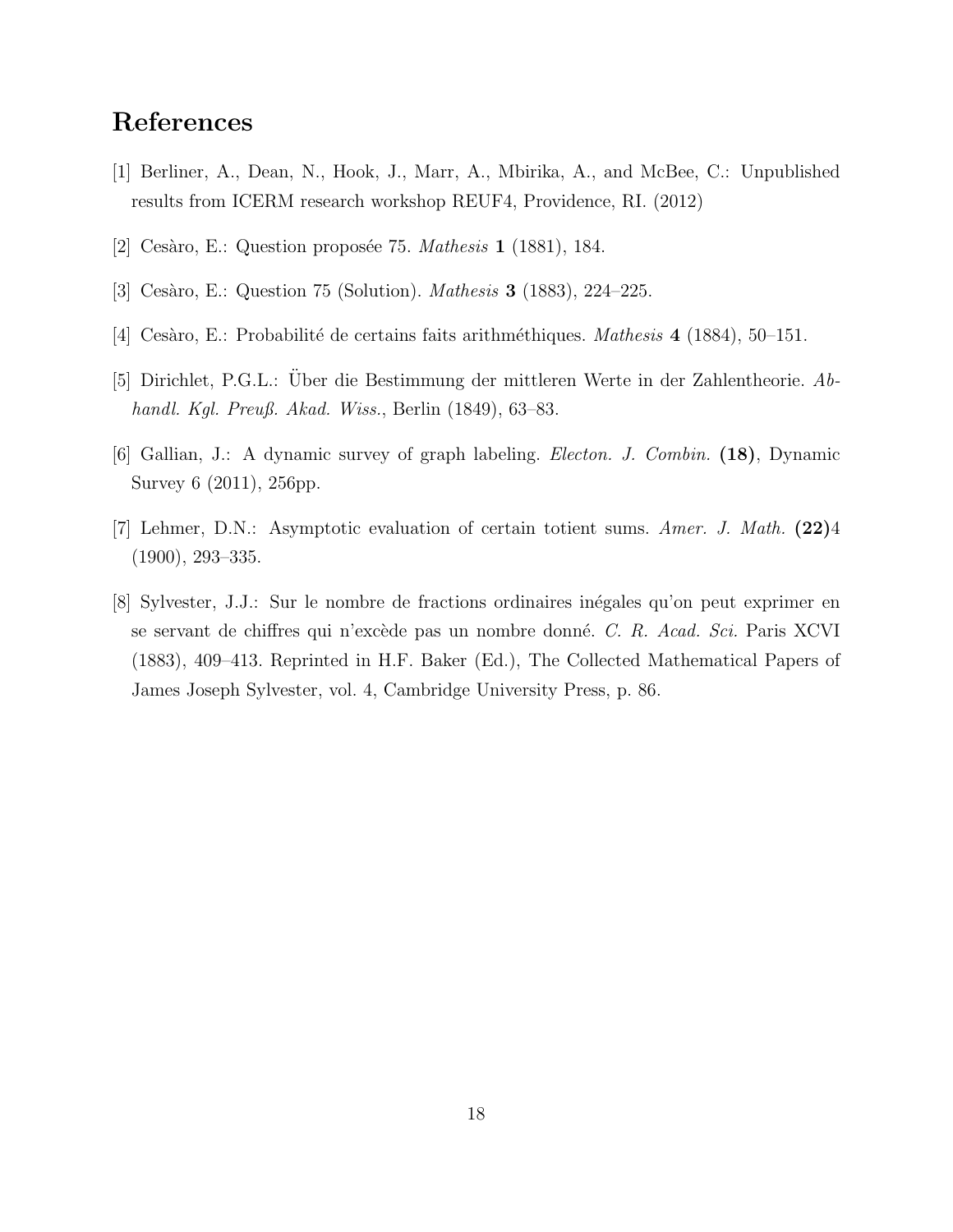# References

[1] Berliner, A., Dean, N., Hook, J., Marr, A., Mbirika, A., and McBee, C.: Unpublished results from ICERM research workshop REUF4, Providence, RI. (2012)

[2] Cesàro, E.: Question proposée 75. *Mathesis* **1** (1881), 184.

[3] Cesàro, E.: Question 75 (Solution). *Mathesis* **3** (1883), 224–225.

[4] Cesàro, E.: Probabilité de certains faits arithméthiques. *Mathesis* **4** (1884), 50–151.

[5] Dirichlet, P.G.L.: Über die Bestimmung der mittleren Werte in der Zahlentheorie. *Abhandl. Kgl. Preuß. Akad. Wiss.*, Berlin (1849), 63–83.

[6] Gallian, J.: A dynamic survey of graph labeling. *Electon. J. Combin.* **(18)**, Dynamic Survey 6 (2011), 256pp.

[7] Lehmer, D.N.: Asymptotic evaluation of certain totient sums. *Amer. J. Math.* **(22)**4 (1900), 293–335.

[8] Sylvester, J.J.: Sur le nombre de fractions ordinaires inégales qu'on peut exprimer en se servant de chiffres qui n'excède pas un nombre donné. *C. R. Acad. Sci.* Paris XCVI (1883), 409–413. Reprinted in H.F. Baker (Ed.), The Collected Mathematical Papers of James Joseph Sylvester, vol. 4, Cambridge University Press, p. 86.